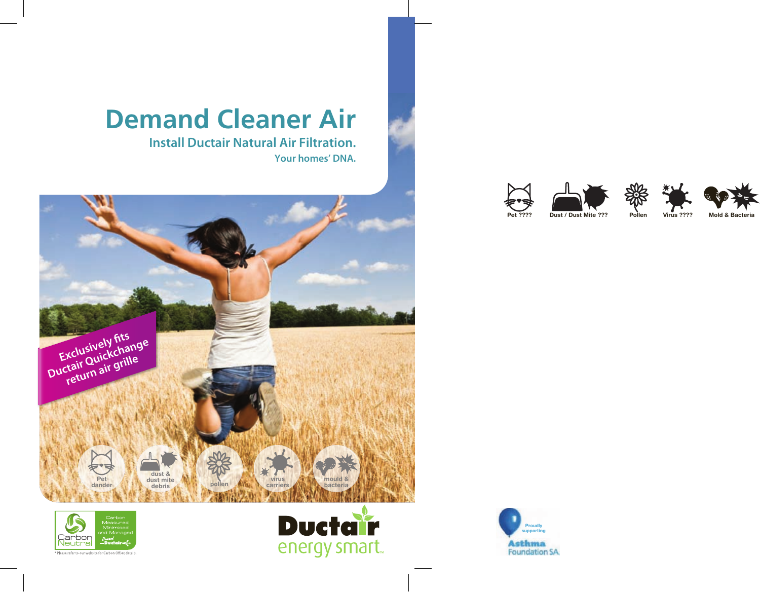# Demand Cleaner Air

## Install Ductair Natural Air Filtration.

### Your homes' DNA.

Exclusively fits Ductair Quickchange return air grille

Pet dander

dust & dust mite debris

pollen

virus carriers

mould & bacteria

Carbon Neutral

Carbon Measured, Minimised and Managed. Ductair

* Please refer to our website for Carbon Offset details.

Ductair energy smart™

Pet ????

Dust / Dust Mite ???

Pollen

Virus ????

Mold & Bacteria

Proudly supporting Asthma Foundation SA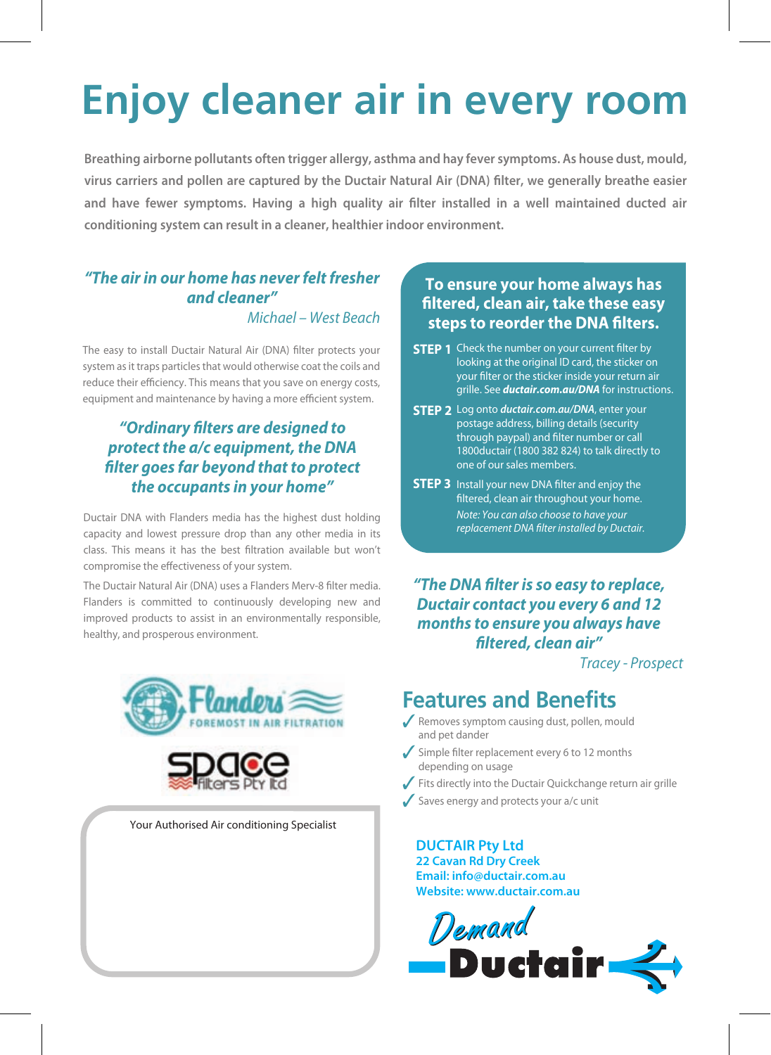# Enjoy cleaner air in every room

**Breathing airborne pollutants often trigger allergy, asthma and hay fever symptoms. As house dust, mould, virus carriers and pollen are captured by the Ductair Natural Air (DNA) filter, we generally breathe easier and have fewer symptoms. Having a high quality air filter installed in a well maintained ducted air conditioning system can result in a cleaner, healthier indoor environment.**

***"The air in our home has never felt fresher and cleaner"***
*Michael – West Beach*

The easy to install Ductair Natural Air (DNA) filter protects your system as it traps particles that would otherwise coat the coils and reduce their efficiency. This means that you save on energy costs, equipment and maintenance by having a more efficient system.

***"Ordinary filters are designed to protect the a/c equipment, the DNA filter goes far beyond that to protect the occupants in your home"***

Ductair DNA with Flanders media has the highest dust holding capacity and lowest pressure drop than any other media in its class. This means it has the best filtration available but won't compromise the effectiveness of your system.

The Ductair Natural Air (DNA) uses a Flanders Merv-8 filter media. Flanders is committed to continuously developing new and improved products to assist in an environmentally responsible, healthy, and prosperous environment.

Flanders FOREMOST IN AIR FILTRATION

space filters Pty ltd

Your Authorised Air conditioning Specialist

## To ensure your home always has filtered, clean air, take these easy steps to reorder the DNA filters.

**STEP 1** Check the number on your current filter by looking at the original ID card, the sticker on your filter or the sticker inside your return air grille. See ***ductair.com.au/DNA*** for instructions.

**STEP 2** Log onto ***ductair.com.au/DNA***, enter your postage address, billing details (security through paypal) and filter number or call 1800ductair (1800 382 824) to talk directly to one of our sales members.

**STEP 3** Install your new DNA filter and enjoy the filtered, clean air throughout your home.
*Note: You can also choose to have your replacement DNA filter installed by Ductair.*

***"The DNA filter is so easy to replace, Ductair contact you every 6 and 12 months to ensure you always have filtered, clean air"***
*Tracey - Prospect*

## Features and Benefits

- ✓ Removes symptom causing dust, pollen, mould and pet dander
- ✓ Simple filter replacement every 6 to 12 months depending on usage
- ✓ Fits directly into the Ductair Quickchange return air grille
- ✓ Saves energy and protects your a/c unit

**DUCTAIR Pty Ltd**
**22 Cavan Rd Dry Creek**
**Email: info@ductair.com.au**
**Website: www.ductair.com.au**

Demand Ductair